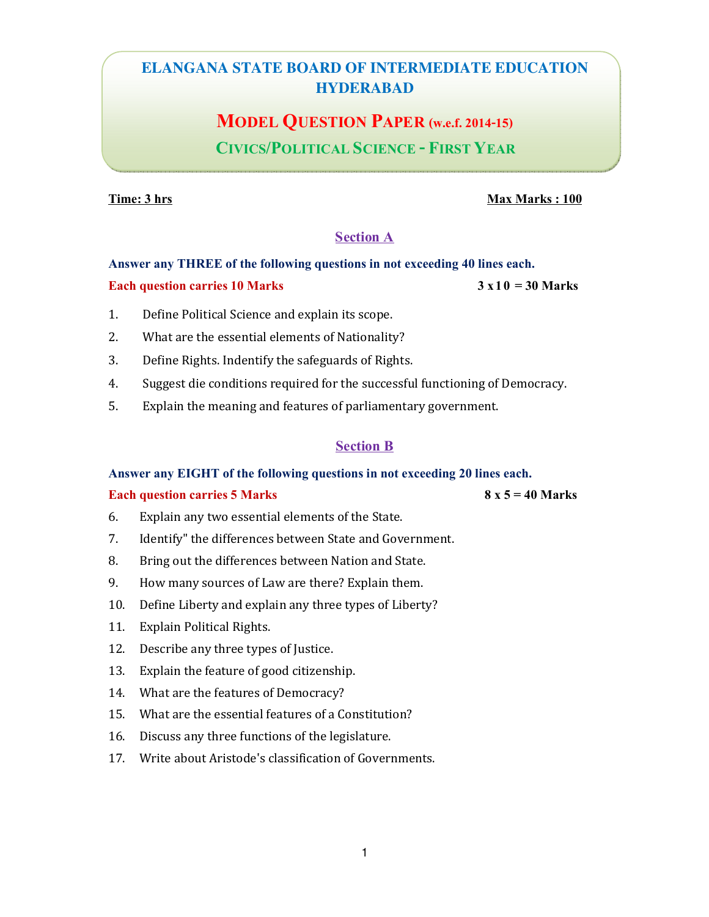# ELANGANA STATE BOARD OF INTERMEDIATE EDUCATION HYDERABAD

## MODEL QUESTION PAPER (w.e.f. 2014-15)

## CIVICS/POLITICAL SCIENCE - FIRST YEAR

**Time: 3 hrs** **Max Marks : 100**

### Section A

**Answer any THREE of the following questions in not exceeding 40 lines each.**

**Each question carries 10 Marks** **3 x 1 0 = 30 Marks**

1. Define Political Science and explain its scope.
2. What are the essential elements of Nationality?
3. Define Rights. Indentify the safeguards of Rights.
4. Suggest die conditions required for the successful functioning of Democracy.
5. Explain the meaning and features of parliamentary government.

### Section B

**Answer any EIGHT of the following questions in not exceeding 20 lines each.**

**Each question carries 5 Marks** **8 x 5 = 40 Marks**

6. Explain any two essential elements of the State.
7. Identify" the differences between State and Government.
8. Bring out the differences between Nation and State.
9. How many sources of Law are there? Explain them.
10. Define Liberty and explain any three types of Liberty?
11. Explain Political Rights.
12. Describe any three types of Justice.
13. Explain the feature of good citizenship.
14. What are the features of Democracy?
15. What are the essential features of a Constitution?
16. Discuss any three functions of the legislature.
17. Write about Aristode's classification of Governments.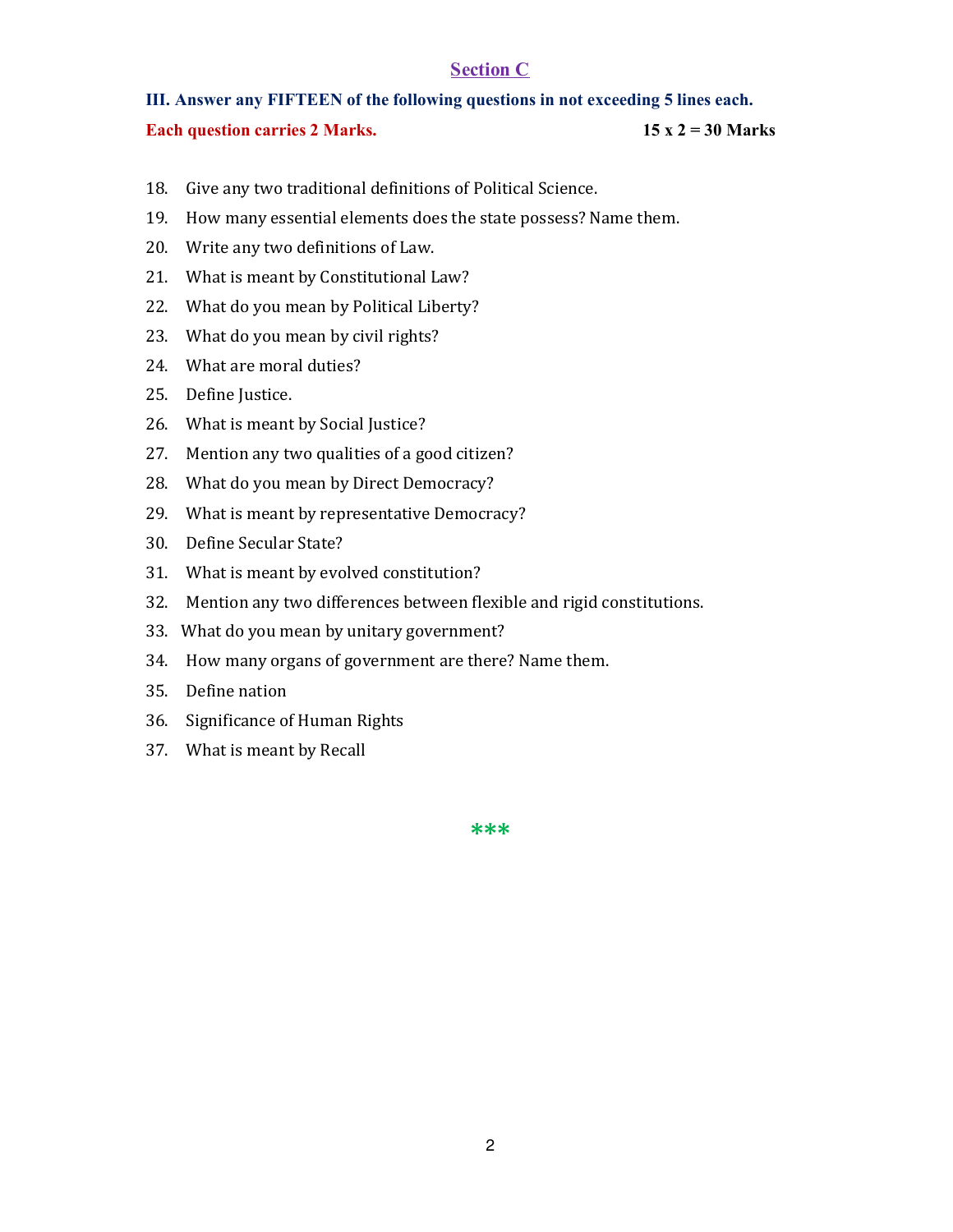## Section C

**III. Answer any FIFTEEN of the following questions in not exceeding 5 lines each.**

**Each question carries 2 Marks.** **15 x 2 = 30 Marks**

18. Give any two traditional definitions of Political Science.
19. How many essential elements does the state possess? Name them.
20. Write any two definitions of Law.
21. What is meant by Constitutional Law?
22. What do you mean by Political Liberty?
23. What do you mean by civil rights?
24. What are moral duties?
25. Define Justice.
26. What is meant by Social Justice?
27. Mention any two qualities of a good citizen?
28. What do you mean by Direct Democracy?
29. What is meant by representative Democracy?
30. Define Secular State?
31. What is meant by evolved constitution?
32. Mention any two differences between flexible and rigid constitutions.
33. What do you mean by unitary government?
34. How many organs of government are there? Name them.
35. Define nation
36. Significance of Human Rights
37. What is meant by Recall

***